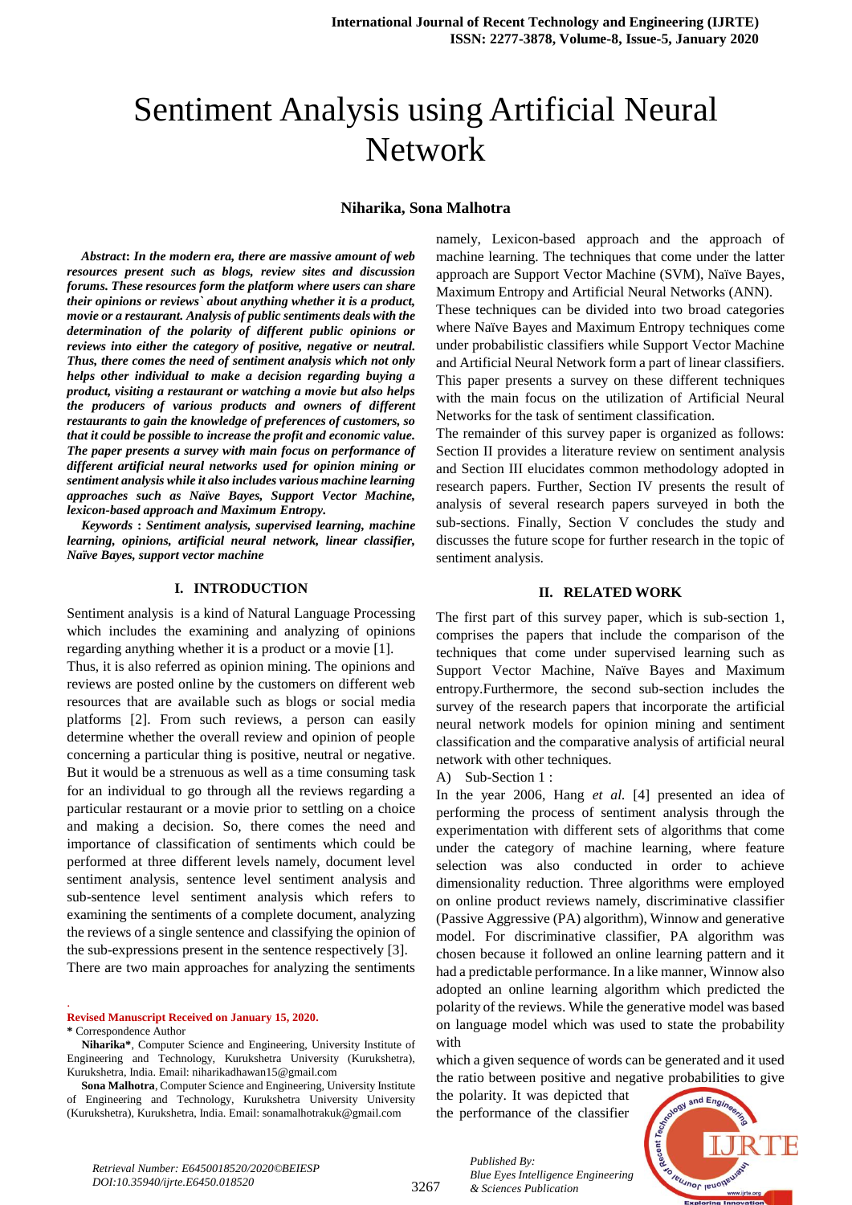# Sentiment Analysis using Artificial Neural Network

**Niharika, Sona Malhotra**

***Abstract*: In the modern era, there are massive amount of web resources present such as blogs, review sites and discussion forums. These resources form the platform where users can share their opinions or reviews` about anything whether it is a product, movie or a restaurant. Analysis of public sentiments deals with the determination of the polarity of different public opinions or reviews into either the category of positive, negative or neutral. Thus, there comes the need of sentiment analysis which not only helps other individual to make a decision regarding buying a product, visiting a restaurant or watching a movie but also helps the producers of various products and owners of different restaurants to gain the knowledge of preferences of customers, so that it could be possible to increase the profit and economic value. The paper presents a survey with main focus on performance of different artificial neural networks used for opinion mining or sentiment analysis while it also includes various machine learning approaches such as Naïve Bayes, Support Vector Machine, lexicon-based approach and Maximum Entropy.***

***Keywords* : Sentiment analysis, supervised learning, machine learning, opinions, artificial neural network, linear classifier, Naïve Bayes, support vector machine**

## I. INTRODUCTION

Sentiment analysis is a kind of Natural Language Processing which includes the examining and analyzing of opinions regarding anything whether it is a product or a movie [1].

Thus, it is also referred as opinion mining. The opinions and reviews are posted online by the customers on different web resources that are available such as blogs or social media platforms [2]. From such reviews, a person can easily determine whether the overall review and opinion of people concerning a particular thing is positive, neutral or negative. But it would be a strenuous as well as a time consuming task for an individual to go through all the reviews regarding a particular restaurant or a movie prior to settling on a choice and making a decision. So, there comes the need and importance of classification of sentiments which could be performed at three different levels namely, document level sentiment analysis, sentence level sentiment analysis and sub-sentence level sentiment analysis which refers to examining the sentiments of a complete document, analyzing the reviews of a single sentence and classifying the opinion of the sub-expressions present in the sentence respectively [3].

There are two main approaches for analyzing the sentiments namely, Lexicon-based approach and the approach of machine learning. The techniques that come under the latter approach are Support Vector Machine (SVM), Naïve Bayes, Maximum Entropy and Artificial Neural Networks (ANN).

These techniques can be divided into two broad categories where Naïve Bayes and Maximum Entropy techniques come under probabilistic classifiers while Support Vector Machine and Artificial Neural Network form a part of linear classifiers. This paper presents a survey on these different techniques with the main focus on the utilization of Artificial Neural Networks for the task of sentiment classification.

The remainder of this survey paper is organized as follows: Section II provides a literature review on sentiment analysis and Section III elucidates common methodology adopted in research papers. Further, Section IV presents the result of analysis of several research papers surveyed in both the sub-sections. Finally, Section V concludes the study and discusses the future scope for further research in the topic of sentiment analysis.

## II. RELATED WORK

The first part of this survey paper, which is sub-section 1, comprises the papers that include the comparison of the techniques that come under supervised learning such as Support Vector Machine, Naïve Bayes and Maximum entropy.Furthermore, the second sub-section includes the survey of the research papers that incorporate the artificial neural network models for opinion mining and sentiment classification and the comparative analysis of artificial neural network with other techniques.

A) Sub-Section 1 :

In the year 2006, Hang *et al.* [4] presented an idea of performing the process of sentiment analysis through the experimentation with different sets of algorithms that come under the category of machine learning, where feature selection was also conducted in order to achieve dimensionality reduction. Three algorithms were employed on online product reviews namely, discriminative classifier (Passive Aggressive (PA) algorithm), Winnow and generative model. For discriminative classifier, PA algorithm was chosen because it followed an online learning pattern and it had a predictable performance. In a like manner, Winnow also adopted an online learning algorithm which predicted the polarity of the reviews. While the generative model was based on language model which was used to state the probability with which a given sequence of words can be generated and it used the ratio between positive and negative probabilities to give the polarity. It was depicted that the performance of the classifier

---

**Revised Manuscript Received on January 15, 2020.**

\* Correspondence Author

**Niharika\***, Computer Science and Engineering, University Institute of Engineering and Technology, Kurukshetra University (Kurukshetra), Kurukshetra, India. Email: niharikadhawan15@gmail.com

**Sona Malhotra**, Computer Science and Engineering, University Institute of Engineering and Technology, Kurukshetra University University (Kurukshetra), Kurukshetra, India. Email: sonamalhotrakuk@gmail.com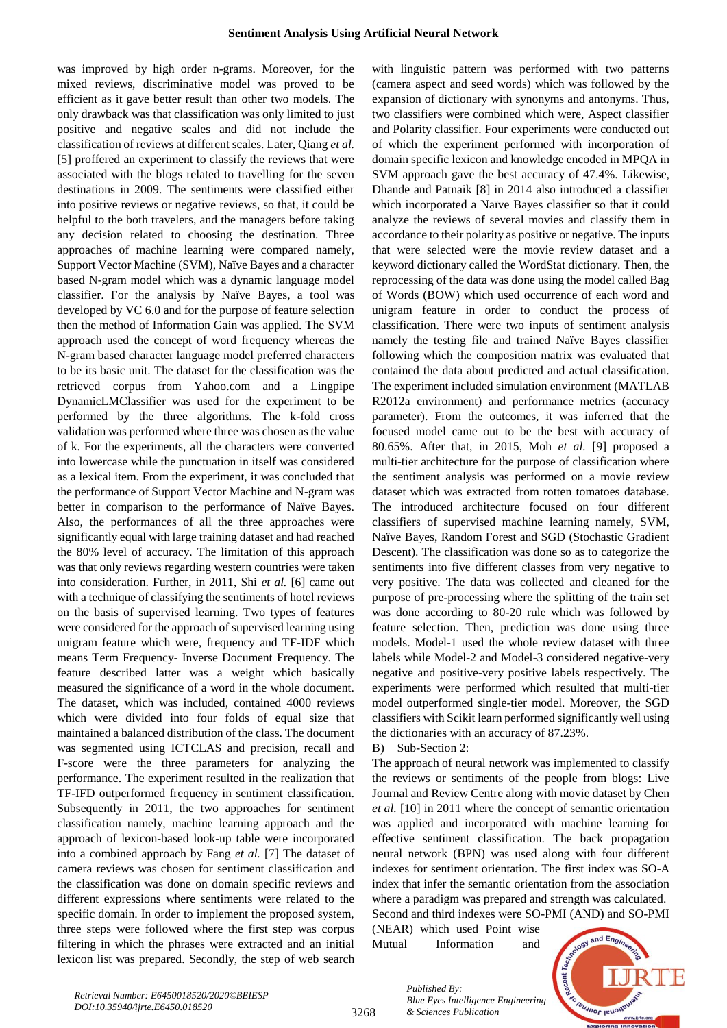was improved by high order n-grams. Moreover, for the mixed reviews, discriminative model was proved to be efficient as it gave better result than other two models. The only drawback was that classification was only limited to just positive and negative scales and did not include the classification of reviews at different scales. Later, Qiang *et al.* [5] proffered an experiment to classify the reviews that were associated with the blogs related to travelling for the seven destinations in 2009. The sentiments were classified either into positive reviews or negative reviews, so that, it could be helpful to the both travelers, and the managers before taking any decision related to choosing the destination. Three approaches of machine learning were compared namely, Support Vector Machine (SVM), Naïve Bayes and a character based N-gram model which was a dynamic language model classifier. For the analysis by Naïve Bayes, a tool was developed by VC 6.0 and for the purpose of feature selection then the method of Information Gain was applied. The SVM approach used the concept of word frequency whereas the N-gram based character language model preferred characters to be its basic unit. The dataset for the classification was the retrieved corpus from Yahoo.com and a Lingpipe DynamicLMClassifier was used for the experiment to be performed by the three algorithms. The k-fold cross validation was performed where three was chosen as the value of k. For the experiments, all the characters were converted into lowercase while the punctuation in itself was considered as a lexical item. From the experiment, it was concluded that the performance of Support Vector Machine and N-gram was better in comparison to the performance of Naïve Bayes. Also, the performances of all the three approaches were significantly equal with large training dataset and had reached the 80% level of accuracy. The limitation of this approach was that only reviews regarding western countries were taken into consideration. Further, in 2011, Shi *et al.* [6] came out with a technique of classifying the sentiments of hotel reviews on the basis of supervised learning. Two types of features were considered for the approach of supervised learning using unigram feature which were, frequency and TF-IDF which means Term Frequency- Inverse Document Frequency. The feature described latter was a weight which basically measured the significance of a word in the whole document. The dataset, which was included, contained 4000 reviews which were divided into four folds of equal size that maintained a balanced distribution of the class. The document was segmented using ICTCLAS and precision, recall and F-score were the three parameters for analyzing the performance. The experiment resulted in the realization that TF-IFD outperformed frequency in sentiment classification. Subsequently in 2011, the two approaches for sentiment classification namely, machine learning approach and the approach of lexicon-based look-up table were incorporated into a combined approach by Fang *et al.* [7] The dataset of camera reviews was chosen for sentiment classification and the classification was done on domain specific reviews and different expressions where sentiments were related to the specific domain. In order to implement the proposed system, three steps were followed where the first step was corpus filtering in which the phrases were extracted and an initial lexicon list was prepared. Secondly, the step of web search with linguistic pattern was performed with two patterns (camera aspect and seed words) which was followed by the expansion of dictionary with synonyms and antonyms. Thus, two classifiers were combined which were, Aspect classifier and Polarity classifier. Four experiments were conducted out of which the experiment performed with incorporation of domain specific lexicon and knowledge encoded in MPQA in SVM approach gave the best accuracy of 47.4%. Likewise, Dhande and Patnaik [8] in 2014 also introduced a classifier which incorporated a Naïve Bayes classifier so that it could analyze the reviews of several movies and classify them in accordance to their polarity as positive or negative. The inputs that were selected were the movie review dataset and a keyword dictionary called the WordStat dictionary. Then, the reprocessing of the data was done using the model called Bag of Words (BOW) which used occurrence of each word and unigram feature in order to conduct the process of classification. There were two inputs of sentiment analysis namely the testing file and trained Naïve Bayes classifier following which the composition matrix was evaluated that contained the data about predicted and actual classification. The experiment included simulation environment (MATLAB R2012a environment) and performance metrics (accuracy parameter). From the outcomes, it was inferred that the focused model came out to be the best with accuracy of 80.65%. After that, in 2015, Moh *et al.* [9] proposed a multi-tier architecture for the purpose of classification where the sentiment analysis was performed on a movie review dataset which was extracted from rotten tomatoes database. The introduced architecture focused on four different classifiers of supervised machine learning namely, SVM, Naïve Bayes, Random Forest and SGD (Stochastic Gradient Descent). The classification was done so as to categorize the sentiments into five different classes from very negative to very positive. The data was collected and cleaned for the purpose of pre-processing where the splitting of the train set was done according to 80-20 rule which was followed by feature selection. Then, prediction was done using three models. Model-1 used the whole review dataset with three labels while Model-2 and Model-3 considered negative-very negative and positive-very positive labels respectively. The experiments were performed which resulted that multi-tier model outperformed single-tier model. Moreover, the SGD classifiers with Scikit learn performed significantly well using the dictionaries with an accuracy of 87.23%.

B) Sub-Section 2:

The approach of neural network was implemented to classify the reviews or sentiments of the people from blogs: Live Journal and Review Centre along with movie dataset by Chen *et al.* [10] in 2011 where the concept of semantic orientation was applied and incorporated with machine learning for effective sentiment classification. The back propagation neural network (BPN) was used along with four different indexes for sentiment orientation. The first index was SO-A index that infer the semantic orientation from the association where a paradigm was prepared and strength was calculated. Second and third indexes were SO-PMI (AND) and SO-PMI (NEAR) which used Point wise Mutual Information and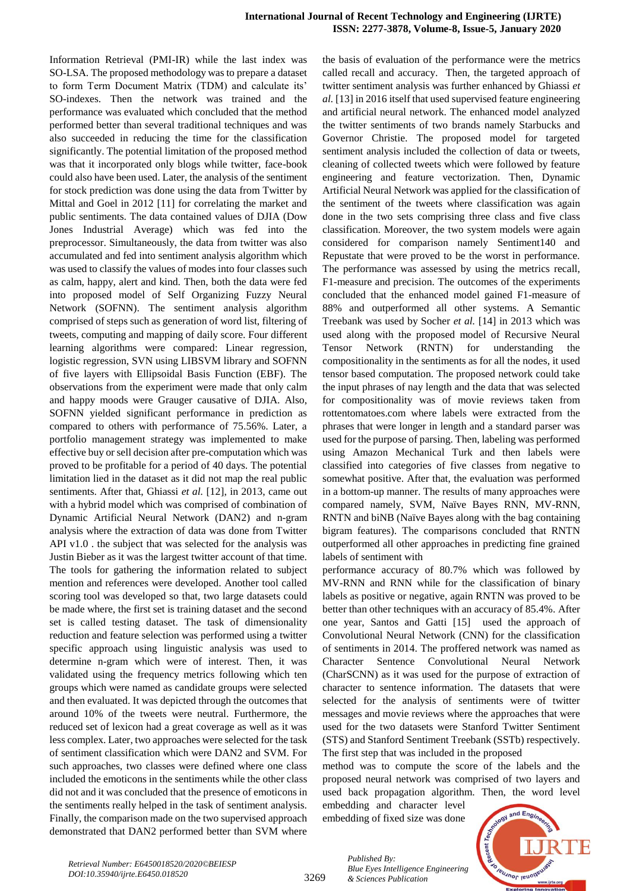Information Retrieval (PMI-IR) while the last index was SO-LSA. The proposed methodology was to prepare a dataset to form Term Document Matrix (TDM) and calculate its' SO-indexes. Then the network was trained and the performance was evaluated which concluded that the method performed better than several traditional techniques and was also succeeded in reducing the time for the classification significantly. The potential limitation of the proposed method was that it incorporated only blogs while twitter, face-book could also have been used. Later, the analysis of the sentiment for stock prediction was done using the data from Twitter by Mittal and Goel in 2012 [11] for correlating the market and public sentiments. The data contained values of DJIA (Dow Jones Industrial Average) which was fed into the preprocessor. Simultaneously, the data from twitter was also accumulated and fed into sentiment analysis algorithm which was used to classify the values of modes into four classes such as calm, happy, alert and kind. Then, both the data were fed into proposed model of Self Organizing Fuzzy Neural Network (SOFNN). The sentiment analysis algorithm comprised of steps such as generation of word list, filtering of tweets, computing and mapping of daily score. Four different learning algorithms were compared: Linear regression, logistic regression, SVN using LIBSVM library and SOFNN of five layers with Ellipsoidal Basis Function (EBF). The observations from the experiment were made that only calm and happy moods were Grauger causative of DJIA. Also, SOFNN yielded significant performance in prediction as compared to others with performance of 75.56%. Later, a portfolio management strategy was implemented to make effective buy or sell decision after pre-computation which was proved to be profitable for a period of 40 days. The potential limitation lied in the dataset as it did not map the real public sentiments. After that, Ghiassi *et al.* [12], in 2013, came out with a hybrid model which was comprised of combination of Dynamic Artificial Neural Network (DAN2) and n-gram analysis where the extraction of data was done from Twitter API v1.0 . the subject that was selected for the analysis was Justin Bieber as it was the largest twitter account of that time. The tools for gathering the information related to subject mention and references were developed. Another tool called scoring tool was developed so that, two large datasets could be made where, the first set is training dataset and the second set is called testing dataset. The task of dimensionality reduction and feature selection was performed using a twitter specific approach using linguistic analysis was used to determine n-gram which were of interest. Then, it was validated using the frequency metrics following which ten groups which were named as candidate groups were selected and then evaluated. It was depicted through the outcomes that around 10% of the tweets were neutral. Furthermore, the reduced set of lexicon had a great coverage as well as it was less complex. Later, two approaches were selected for the task of sentiment classification which were DAN2 and SVM. For such approaches, two classes were defined where one class included the emoticons in the sentiments while the other class did not and it was concluded that the presence of emoticons in the sentiments really helped in the task of sentiment analysis. Finally, the comparison made on the two supervised approach demonstrated that DAN2 performed better than SVM where the basis of evaluation of the performance were the metrics called recall and accuracy. Then, the targeted approach of twitter sentiment analysis was further enhanced by Ghiassi *et al.* [13] in 2016 itself that used supervised feature engineering and artificial neural network. The enhanced model analyzed the twitter sentiments of two brands namely Starbucks and Governor Christie. The proposed model for targeted sentiment analysis included the collection of data or tweets, cleaning of collected tweets which were followed by feature engineering and feature vectorization. Then, Dynamic Artificial Neural Network was applied for the classification of the sentiment of the tweets where classification was again done in the two sets comprising three class and five class classification. Moreover, the two system models were again considered for comparison namely Sentiment140 and Repustate that were proved to be the worst in performance. The performance was assessed by using the metrics recall, F1-measure and precision. The outcomes of the experiments concluded that the enhanced model gained F1-measure of 88% and outperformed all other systems. A Semantic Treebank was used by Socher *et al.* [14] in 2013 which was used along with the proposed model of Recursive Neural Tensor Network (RNTN) for understanding the compositionality in the sentiments as for all the nodes, it used tensor based computation. The proposed network could take the input phrases of nay length and the data that was selected for compositionality was of movie reviews taken from rottentomatoes.com where labels were extracted from the phrases that were longer in length and a standard parser was used for the purpose of parsing. Then, labeling was performed using Amazon Mechanical Turk and then labels were classified into categories of five classes from negative to somewhat positive. After that, the evaluation was performed in a bottom-up manner. The results of many approaches were compared namely, SVM, Naïve Bayes RNN, MV-RNN, RNTN and binB (Naïve Bayes along with the bag containing bigram features). The comparisons concluded that RNTN outperformed all other approaches in predicting fine grained labels of sentiment with performance accuracy of 80.7% which was followed by MV-RNN and RNN while for the classification of binary labels as positive or negative, again RNTN was proved to be better than other techniques with an accuracy of 85.4%. After one year, Santos and Gatti [15] used the approach of Convolutional Neural Network (CNN) for the classification of sentiments in 2014. The proffered network was named as Character Sentence Convolutional Neural Network (CharSCNN) as it was used for the purpose of extraction of character to sentence information. The datasets that were selected for the analysis of sentiments were of twitter messages and movie reviews where the approaches that were used for the two datasets were Stanford Twitter Sentiment (STS) and Stanford Sentiment Treebank (SSTb) respectively. The first step that was included in the proposed method was to compute the score of the labels and the proposed neural network was comprised of two layers and used back propagation algorithm. Then, the word level embedding and character level embedding of fixed size was done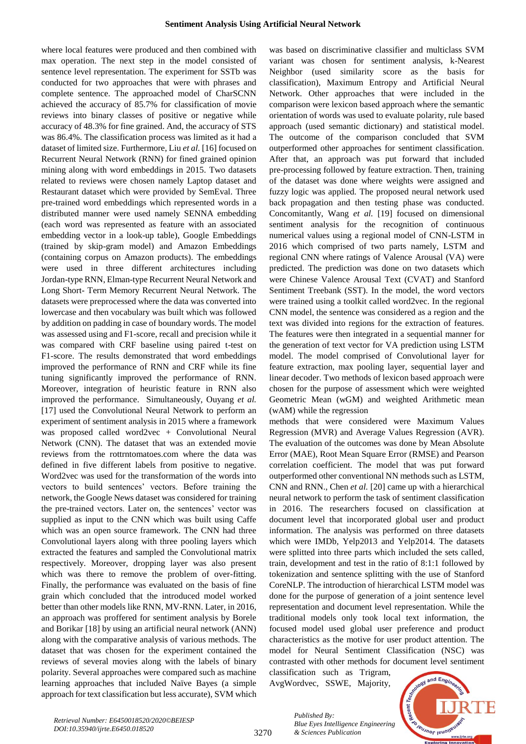where local features were produced and then combined with max operation. The next step in the model consisted of sentence level representation. The experiment for SSTb was conducted for two approaches that were with phrases and complete sentence. The approached model of CharSCNN achieved the accuracy of 85.7% for classification of movie reviews into binary classes of positive or negative while accuracy of 48.3% for fine grained. And, the accuracy of STS was 86.4%. The classification process was limited as it had a dataset of limited size. Furthermore, Liu *et al.* [16] focused on Recurrent Neural Network (RNN) for fined grained opinion mining along with word embeddings in 2015. Two datasets related to reviews were chosen namely Laptop dataset and Restaurant dataset which were provided by SemEval. Three pre-trained word embeddings which represented words in a distributed manner were used namely SENNA embedding (each word was represented as feature with an associated embedding vector in a look-up table), Google Embeddings (trained by skip-gram model) and Amazon Embeddings (containing corpus on Amazon products). The embeddings were used in three different architectures including Jordan-type RNN, Elman-type Recurrent Neural Network and Long Short- Term Memory Recurrent Neural Network. The datasets were preprocessed where the data was converted into lowercase and then vocabulary was built which was followed by addition on padding in case of boundary words. The model was assessed using and F1-score, recall and precision while it was compared with CRF baseline using paired t-test on F1-score. The results demonstrated that word embeddings improved the performance of RNN and CRF while its fine tuning significantly improved the performance of RNN. Moreover, integration of heuristic feature in RNN also improved the performance. Simultaneously, Ouyang *et al.* [17] used the Convolutional Neural Network to perform an experiment of sentiment analysis in 2015 where a framework was proposed called word2vec + Convolutional Neural Network (CNN). The dataset that was an extended movie reviews from the rottrntomatoes.com where the data was defined in five different labels from positive to negative. Word2vec was used for the transformation of the words into vectors to build sentences' vectors. Before training the network, the Google News dataset was considered for training the pre-trained vectors. Later on, the sentences' vector was supplied as input to the CNN which was built using Caffe which was an open source framework. The CNN had three Convolutional layers along with three pooling layers which extracted the features and sampled the Convolutional matrix respectively. Moreover, dropping layer was also present which was there to remove the problem of over-fitting. Finally, the performance was evaluated on the basis of fine grain which concluded that the introduced model worked better than other models like RNN, MV-RNN. Later, in 2016, an approach was proffered for sentiment analysis by Borele and Borikar [18] by using an artificial neural network (ANN) along with the comparative analysis of various methods. The dataset that was chosen for the experiment contained the reviews of several movies along with the labels of binary polarity. Several approaches were compared such as machine learning approaches that included Naïve Bayes (a simple approach for text classification but less accurate), SVM which was based on discriminative classifier and multiclass SVM variant was chosen for sentiment analysis, k-Nearest Neighbor (used similarity score as the basis for classification), Maximum Entropy and Artificial Neural Network. Other approaches that were included in the comparison were lexicon based approach where the semantic orientation of words was used to evaluate polarity, rule based approach (used semantic dictionary) and statistical model. The outcome of the comparison concluded that SVM outperformed other approaches for sentiment classification. After that, an approach was put forward that included pre-processing followed by feature extraction. Then, training of the dataset was done where weights were assigned and fuzzy logic was applied. The proposed neural network used back propagation and then testing phase was conducted. Concomitantly, Wang *et al.* [19] focused on dimensional sentiment analysis for the recognition of continuous numerical values using a regional model of CNN-LSTM in 2016 which comprised of two parts namely, LSTM and regional CNN where ratings of Valence Arousal (VA) were predicted. The prediction was done on two datasets which were Chinese Valence Arousal Text (CVAT) and Stanford Sentiment Treebank (SST). In the model, the word vectors were trained using a toolkit called word2vec. In the regional CNN model, the sentence was considered as a region and the text was divided into regions for the extraction of features. The features were then integrated in a sequential manner for the generation of text vector for VA prediction using LSTM model. The model comprised of Convolutional layer for feature extraction, max pooling layer, sequential layer and linear decoder. Two methods of lexicon based approach were chosen for the purpose of assessment which were weighted Geometric Mean (wGM) and weighted Arithmetic mean (wAM) while the regression methods that were considered were Maximum Values Regression (MVR) and Average Values Regression (AVR). The evaluation of the outcomes was done by Mean Absolute Error (MAE), Root Mean Square Error (RMSE) and Pearson correlation coefficient. The model that was put forward outperformed other conventional NN methods such as LSTM, CNN and RNN., Chen *et al.* [20] came up with a hierarchical neural network to perform the task of sentiment classification in 2016. The researchers focused on classification at document level that incorporated global user and product information. The analysis was performed on three datasets which were IMDb, Yelp2013 and Yelp2014. The datasets were splitted into three parts which included the sets called, train, development and test in the ratio of 8:1:1 followed by tokenization and sentence splitting with the use of Stanford CoreNLP. The introduction of hierarchical LSTM model was done for the purpose of generation of a joint sentence level representation and document level representation. While the traditional models only took local text information, the focused model used global user preference and product characteristics as the motive for user product attention. The model for Neural Sentiment Classification (NSC) was contrasted with other methods for document level sentiment classification such as Trigram, AvgWordvec, SSWE, Majority,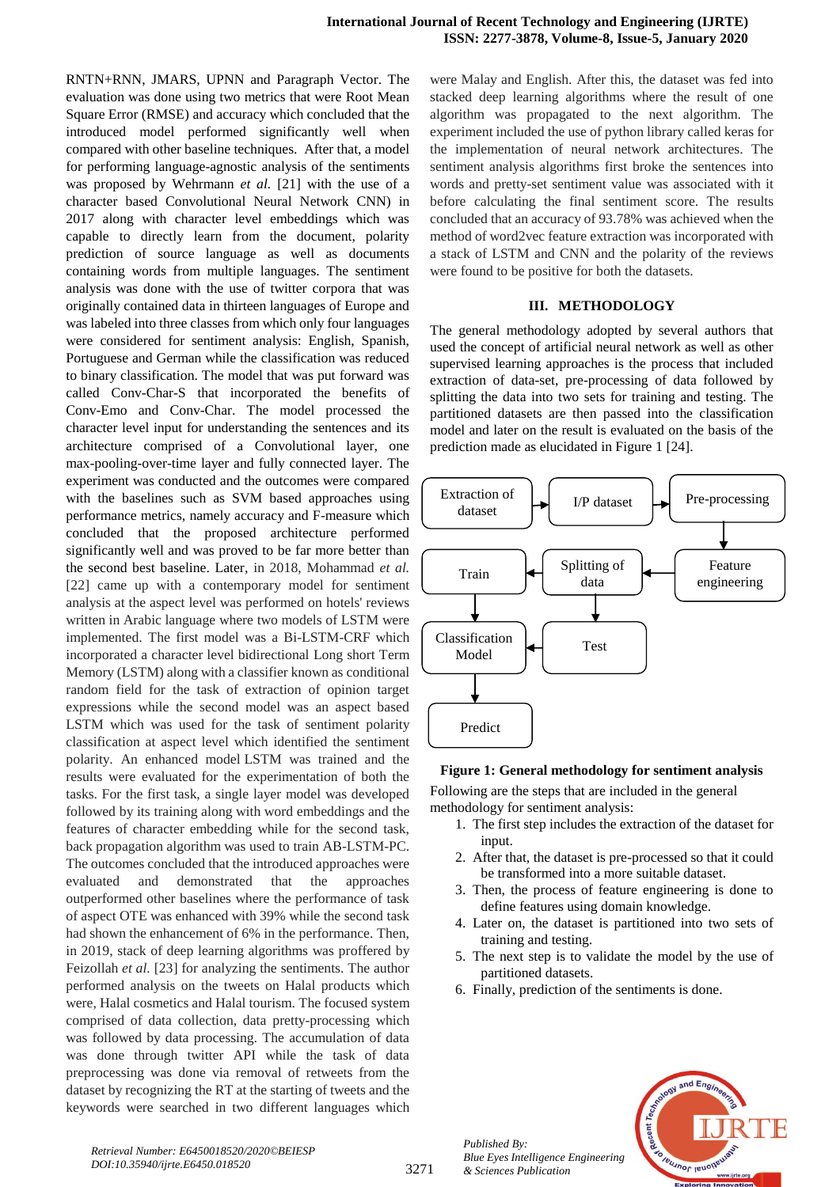RNTN+RNN, JMARS, UPNN and Paragraph Vector. The evaluation was done using two metrics that were Root Mean Square Error (RMSE) and accuracy which concluded that the introduced model performed significantly well when compared with other baseline techniques. After that, a model for performing language-agnostic analysis of the sentiments was proposed by Wehrmann *et al.* [21] with the use of a character based Convolutional Neural Network CNN) in 2017 along with character level embeddings which was capable to directly learn from the document, polarity prediction of source language as well as documents containing words from multiple languages. The sentiment analysis was done with the use of twitter corpora that was originally contained data in thirteen languages of Europe and was labeled into three classes from which only four languages were considered for sentiment analysis: English, Spanish, Portuguese and German while the classification was reduced to binary classification. The model that was put forward was called Conv-Char-S that incorporated the benefits of Conv-Emo and Conv-Char. The model processed the character level input for understanding the sentences and its architecture comprised of a Convolutional layer, one max-pooling-over-time layer and fully connected layer. The experiment was conducted and the outcomes were compared with the baselines such as SVM based approaches using performance metrics, namely accuracy and F-measure which concluded that the proposed architecture performed significantly well and was proved to be far more better than the second best baseline. Later, in 2018, Mohammad *et al.* [22] came up with a contemporary model for sentiment analysis at the aspect level was performed on hotels' reviews written in Arabic language where two models of LSTM were implemented. The first model was a Bi-LSTM-CRF which incorporated a character level bidirectional Long short Term Memory (LSTM) along with a classifier known as conditional random field for the task of extraction of opinion target expressions while the second model was an aspect based LSTM which was used for the task of sentiment polarity classification at aspect level which identified the sentiment polarity. An enhanced model LSTM was trained and the results were evaluated for the experimentation of both the tasks. For the first task, a single layer model was developed followed by its training along with word embeddings and the features of character embedding while for the second task, back propagation algorithm was used to train AB-LSTM-PC. The outcomes concluded that the introduced approaches were evaluated and demonstrated that the approaches outperformed other baselines where the performance of task of aspect OTE was enhanced with 39% while the second task had shown the enhancement of 6% in the performance. Then, in 2019, stack of deep learning algorithms was proffered by Feizollah *et al.* [23] for analyzing the sentiments. The author performed analysis on the tweets on Halal products which were, Halal cosmetics and Halal tourism. The focused system comprised of data collection, data pretty-processing which was followed by data processing. The accumulation of data was done through twitter API while the task of data preprocessing was done via removal of retweets from the dataset by recognizing the RT at the starting of tweets and the keywords were searched in two different languages which were Malay and English. After this, the dataset was fed into stacked deep learning algorithms where the result of one algorithm was propagated to the next algorithm. The experiment included the use of python library called keras for the implementation of neural network architectures. The sentiment analysis algorithms first broke the sentences into words and pretty-set sentiment value was associated with it before calculating the final sentiment score. The results concluded that an accuracy of 93.78% was achieved when the method of word2vec feature extraction was incorporated with a stack of LSTM and CNN and the polarity of the reviews were found to be positive for both the datasets.

## III. METHODOLOGY

The general methodology adopted by several authors that used the concept of artificial neural network as well as other supervised learning approaches is the process that included extraction of data-set, pre-processing of data followed by splitting the data into two sets for training and testing. The partitioned datasets are then passed into the classification model and later on the result is evaluated on the basis of the prediction made as elucidated in Figure 1 [24].

```
Extraction of dataset → I/P dataset → Pre-processing
                                          ↓
Train ← Splitting of data ← Feature engineering
  ↓           ↓
Classification Model ← Test
  ↓
Predict
```

**Figure 1: General methodology for sentiment analysis**

Following are the steps that are included in the general methodology for sentiment analysis:

1. The first step includes the extraction of the dataset for input.
2. After that, the dataset is pre-processed so that it could be transformed into a more suitable dataset.
3. Then, the process of feature engineering is done to define features using domain knowledge.
4. Later on, the dataset is partitioned into two sets of training and testing.
5. The next step is to validate the model by the use of partitioned datasets.
6. Finally, prediction of the sentiments is done.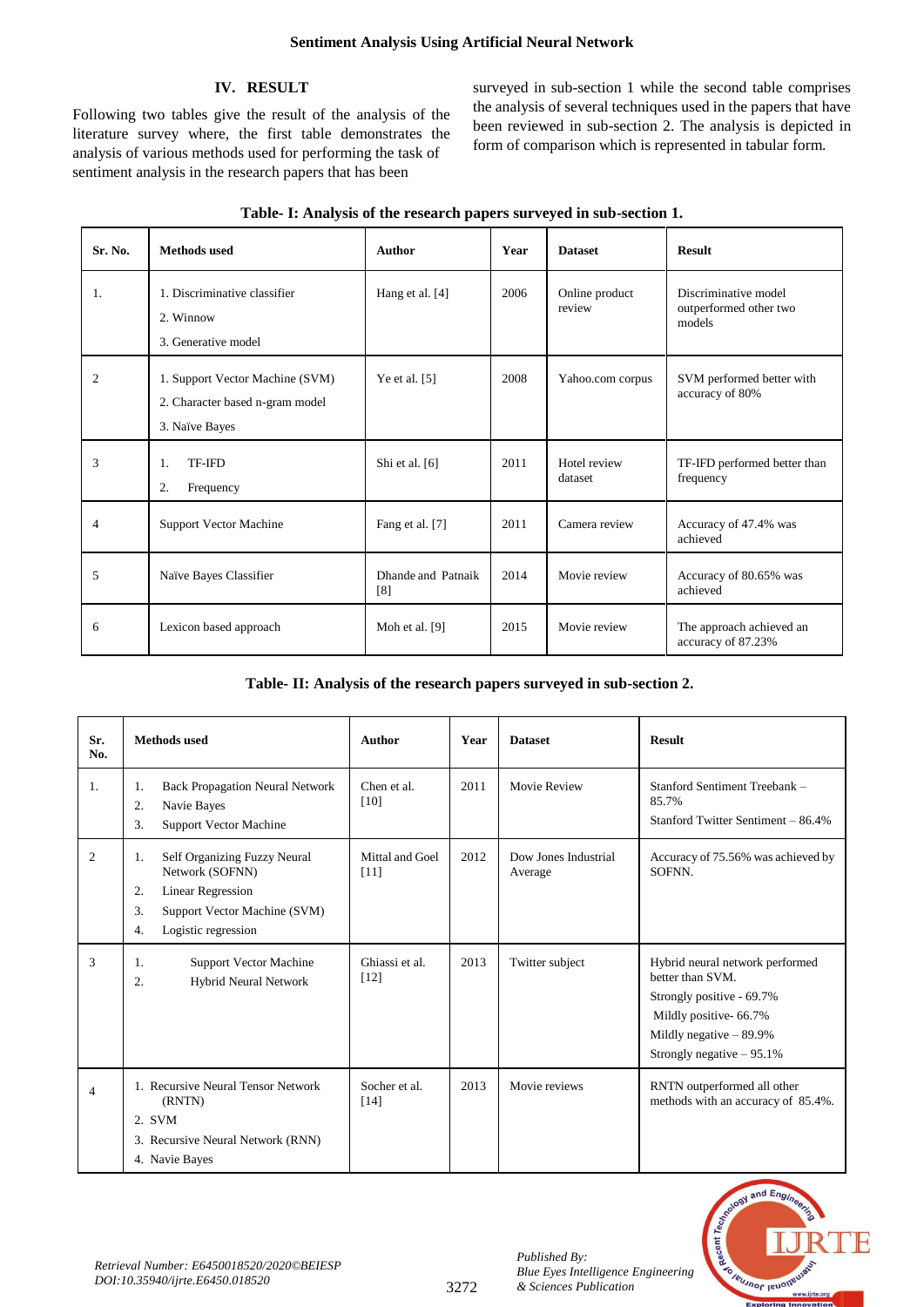## IV. RESULT

Following two tables give the result of the analysis of the literature survey where, the first table demonstrates the analysis of various methods used for performing the task of sentiment analysis in the research papers that has been surveyed in sub-section 1 while the second table comprises the analysis of several techniques used in the papers that have been reviewed in sub-section 2. The analysis is depicted in form of comparison which is represented in tabular form.

**Table- I: Analysis of the research papers surveyed in sub-section 1.**

| Sr. No. | Methods used | Author | Year | Dataset | Result |
|---|---|---|---|---|---|
| 1. | 1. Discriminative classifier<br>2. Winnow<br>3. Generative model | Hang et al. [4] | 2006 | Online product review | Discriminative model outperformed other two models |
| 2 | 1. Support Vector Machine (SVM)<br>2. Character based n-gram model<br>3. Naïve Bayes | Ye et al. [5] | 2008 | Yahoo.com corpus | SVM performed better with accuracy of 80% |
| 3 | 1. TF-IFD<br>2. Frequency | Shi et al. [6] | 2011 | Hotel review dataset | TF-IFD performed better than frequency |
| 4 | Support Vector Machine | Fang et al. [7] | 2011 | Camera review | Accuracy of 47.4% was achieved |
| 5 | Naïve Bayes Classifier | Dhande and Patnaik [8] | 2014 | Movie review | Accuracy of 80.65% was achieved |
| 6 | Lexicon based approach | Moh et al. [9] | 2015 | Movie review | The approach achieved an accuracy of 87.23% |

**Table- II: Analysis of the research papers surveyed in sub-section 2.**

| Sr. No. | Methods used | Author | Year | Dataset | Result |
|---|---|---|---|---|---|
| 1. | 1. Back Propagation Neural Network<br>2. Navie Bayes<br>3. Support Vector Machine | Chen et al. [10] | 2011 | Movie Review | Stanford Sentiment Treebank – 85.7%<br>Stanford Twitter Sentiment – 86.4% |
| 2 | 1. Self Organizing Fuzzy Neural Network (SOFNN)<br>2. Linear Regression<br>3. Support Vector Machine (SVM)<br>4. Logistic regression | Mittal and Goel [11] | 2012 | Dow Jones Industrial Average | Accuracy of 75.56% was achieved by SOFNN. |
| 3 | 1. Support Vector Machine<br>2. Hybrid Neural Network | Ghiassi et al. [12] | 2013 | Twitter subject | Hybrid neural network performed better than SVM.<br>Strongly positive - 69.7%<br>Mildly positive- 66.7%<br>Mildly negative – 89.9%<br>Strongly negative – 95.1% |
| 4 | 1. Recursive Neural Tensor Network (RNTN)<br>2. SVM<br>3. Recursive Neural Network (RNN)<br>4. Navie Bayes | Socher et al. [14] | 2013 | Movie reviews | RNTN outperformed all other methods with an accuracy of 85.4%. |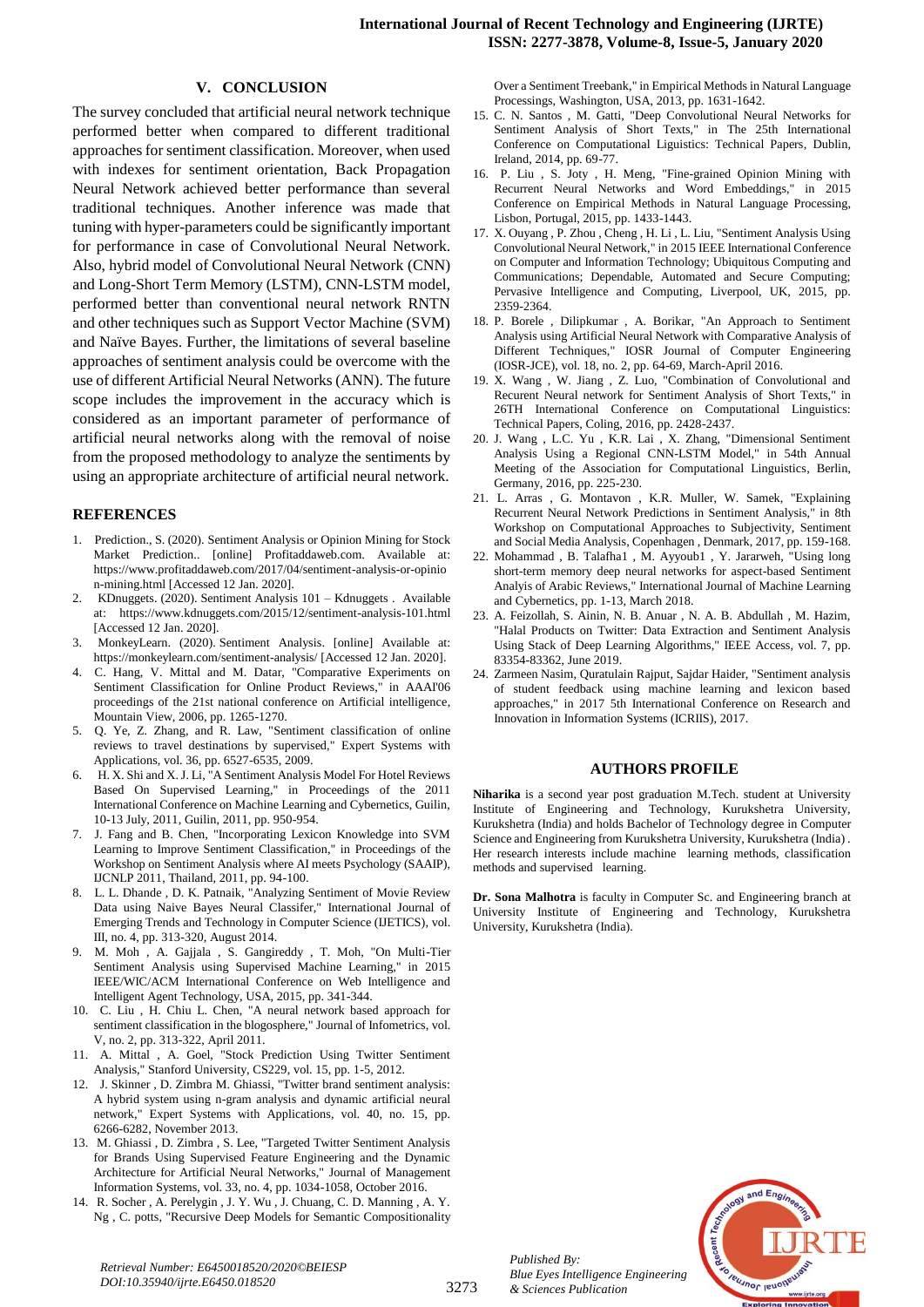## V. CONCLUSION

The survey concluded that artificial neural network technique performed better when compared to different traditional approaches for sentiment classification. Moreover, when used with indexes for sentiment orientation, Back Propagation Neural Network achieved better performance than several traditional techniques. Another inference was made that tuning with hyper-parameters could be significantly important for performance in case of Convolutional Neural Network. Also, hybrid model of Convolutional Neural Network (CNN) and Long-Short Term Memory (LSTM), CNN-LSTM model, performed better than conventional neural network RNTN and other techniques such as Support Vector Machine (SVM) and Naïve Bayes. Further, the limitations of several baseline approaches of sentiment analysis could be overcome with the use of different Artificial Neural Networks (ANN). The future scope includes the improvement in the accuracy which is considered as an important parameter of performance of artificial neural networks along with the removal of noise from the proposed methodology to analyze the sentiments by using an appropriate architecture of artificial neural network.

## REFERENCES

1. Prediction., S. (2020). Sentiment Analysis or Opinion Mining for Stock Market Prediction.. [online] Profitaddaweb.com. Available at: https://www.profitaddaweb.com/2017/04/sentiment-analysis-or-opinion-mining.html [Accessed 12 Jan. 2020].
2. KDnuggets. (2020). Sentiment Analysis 101 – Kdnuggets . Available at: https://www.kdnuggets.com/2015/12/sentiment-analysis-101.html [Accessed 12 Jan. 2020].
3. MonkeyLearn. (2020). Sentiment Analysis. [online] Available at: https://monkeylearn.com/sentiment-analysis/ [Accessed 12 Jan. 2020].
4. C. Hang, V. Mittal and M. Datar, "Comparative Experiments on Sentiment Classification for Online Product Reviews," in AAAI'06 proceedings of the 21st national conference on Artificial intelligence, Mountain View, 2006, pp. 1265-1270.
5. Q. Ye, Z. Zhang, and R. Law, "Sentiment classification of online reviews to travel destinations by supervised," Expert Systems with Applications, vol. 36, pp. 6527-6535, 2009.
6. H. X. Shi and X. J. Li, "A Sentiment Analysis Model For Hotel Reviews Based On Supervised Learning," in Proceedings of the 2011 International Conference on Machine Learning and Cybernetics, Guilin, 10-13 July, 2011, Guilin, 2011, pp. 950-954.
7. J. Fang and B. Chen, "Incorporating Lexicon Knowledge into SVM Learning to Improve Sentiment Classification," in Proceedings of the Workshop on Sentiment Analysis where AI meets Psychology (SAAIP), IJCNLP 2011, Thailand, 2011, pp. 94-100.
8. L. L. Dhande , D. K. Patnaik, "Analyzing Sentiment of Movie Review Data using Naive Bayes Neural Classifer," International Journal of Emerging Trends and Technology in Computer Science (IJETICS), vol. III, no. 4, pp. 313-320, August 2014.
9. M. Moh , A. Gajjala , S. Gangireddy , T. Moh, "On Multi-Tier Sentiment Analysis using Supervised Machine Learning," in 2015 IEEE/WIC/ACM International Conference on Web Intelligence and Intelligent Agent Technology, USA, 2015, pp. 341-344.
10. C. Liu , H. Chiu L. Chen, "A neural network based approach for sentiment classification in the blogosphere," Journal of Infometrics, vol. V, no. 2, pp. 313-322, April 2011.
11. A. Mittal , A. Goel, "Stock Prediction Using Twitter Sentiment Analysis," Stanford University, CS229, vol. 15, pp. 1-5, 2012.
12. J. Skinner , D. Zimbra M. Ghiassi, "Twitter brand sentiment analysis: A hybrid system using n-gram analysis and dynamic artificial neural network," Expert Systems with Applications, vol. 40, no. 15, pp. 6266-6282, November 2013.
13. M. Ghiassi , D. Zimbra , S. Lee, "Targeted Twitter Sentiment Analysis for Brands Using Supervised Feature Engineering and the Dynamic Architecture for Artificial Neural Networks," Journal of Management Information Systems, vol. 33, no. 4, pp. 1034-1058, October 2016.
14. R. Socher , A. Perelygin , J. Y. Wu , J. Chuang, C. D. Manning , A. Y. Ng , C. potts, "Recursive Deep Models for Semantic Compositionality Over a Sentiment Treebank," in Empirical Methods in Natural Language Processings, Washington, USA, 2013, pp. 1631-1642.
15. C. N. Santos , M. Gatti, "Deep Convolutional Neural Networks for Sentiment Analysis of Short Texts," in The 25th International Conference on Computational Liguistics: Technical Papers, Dublin, Ireland, 2014, pp. 69-77.
16. P. Liu , S. Joty , H. Meng, "Fine-grained Opinion Mining with Recurrent Neural Networks and Word Embeddings," in 2015 Conference on Empirical Methods in Natural Language Processing, Lisbon, Portugal, 2015, pp. 1433-1443.
17. X. Ouyang , P. Zhou , Cheng , H. Li , L. Liu, "Sentiment Analysis Using Convolutional Neural Network," in 2015 IEEE International Conference on Computer and Information Technology; Ubiquitous Computing and Communications; Dependable, Automated and Secure Computing; Pervasive Intelligence and Computing, Liverpool, UK, 2015, pp. 2359-2364.
18. P. Borele , Dilipkumar , A. Borikar, "An Approach to Sentiment Analysis using Artificial Neural Network with Comparative Analysis of Different Techniques," IOSR Journal of Computer Engineering (IOSR-JCE), vol. 18, no. 2, pp. 64-69, March-April 2016.
19. X. Wang , W. Jiang , Z. Luo, "Combination of Convolutional and Recurrent Neural network for Sentiment Analysis of Short Texts," in 26TH International Conference on Computational Linguistics: Technical Papers, Coling, 2016, pp. 2428-2437.
20. J. Wang , L.C. Yu , K.R. Lai , X. Zhang, "Dimensional Sentiment Analysis Using a Regional CNN-LSTM Model," in 54th Annual Meeting of the Association for Computational Linguistics, Berlin, Germany, 2016, pp. 225-230.
21. L. Arras , G. Montavon , K.R. Muller, W. Samek, "Explaining Recurrent Neural Network Predictions in Sentiment Analysis," in 8th Workshop on Computational Approaches to Subjectivity, Sentiment and Social Media Analysis, Copenhagen , Denmark, 2017, pp. 159-168.
22. Mohammad , B. Talafha1 , M. Ayyoub1 , Y. Jararweh, "Using long short-term memory deep neural networks for aspect-based Sentiment Analyis of Arabic Reviews," International Journal of Machine Learning and Cybernetics, pp. 1-13, March 2018.
23. A. Feizollah, S. Ainin, N. B. Anuar , N. A. B. Abdullah , M. Hazim, "Halal Products on Twitter: Data Extraction and Sentiment Analysis Using Stack of Deep Learning Algorithms," IEEE Access, vol. 7, pp. 83354-83362, June 2019.
24. Zarmeen Nasim, Quratulain Rajput, Sajdar Haider, "Sentiment analysis of student feedback using machine learning and lexicon based approaches," in 2017 5th International Conference on Research and Innovation in Information Systems (ICRIIS), 2017.

## AUTHORS PROFILE

**Niharika** is a second year post graduation M.Tech. student at University Institute of Engineering and Technology, Kurukshetra University, Kurukshetra (India) and holds Bachelor of Technology degree in Computer Science and Engineering from Kurukshetra University, Kurukshetra (India) . Her research interests include machine learning methods, classification methods and supervised learning.

**Dr. Sona Malhotra** is faculty in Computer Sc. and Engineering branch at University Institute of Engineering and Technology, Kurukshetra University, Kurukshetra (India).